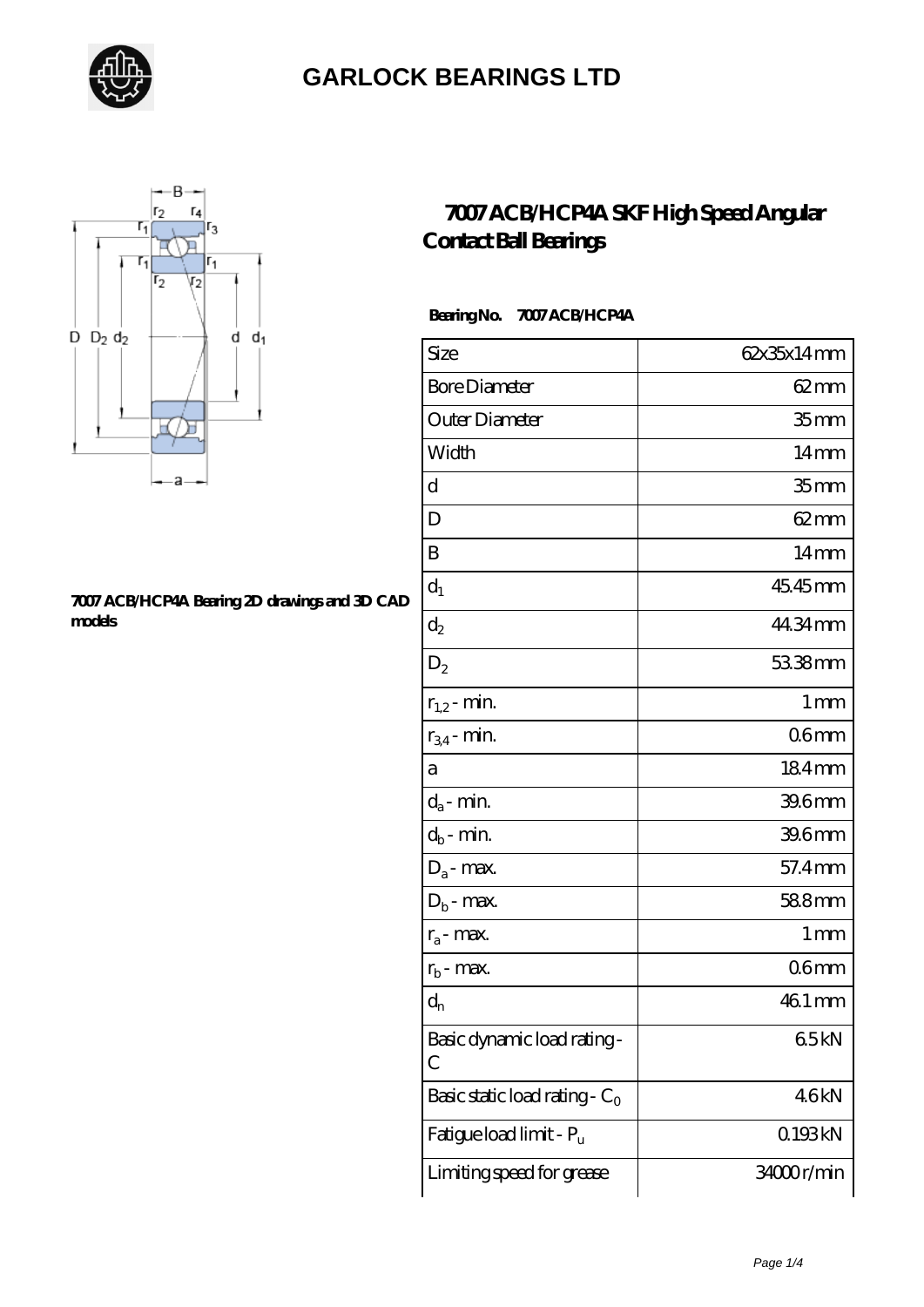# GARLOCK BEARINGS LTD

## 7007 ACB/HCP4A SKF High Speed Angular Contact Ball Bearings

7007 ACB/HCP4A Bearing 2D drawings and 3D CAD models

**Bearing No.** 7007 ACB/HCP4A

| Size | 62x35x14 mm |
|---|---|
| Bore Diameter | 62 mm |
| Outer Diameter | 35 mm |
| Width | 14 mm |
| d | 35 mm |
| D | 62 mm |
| B | 14 mm |
| $d_1$ | 45.45 mm |
| $d_2$ | 44.34 mm |
| $D_2$ | 53.38 mm |
| $r_{1,2}$ - min. | 1 mm |
| $r_{3,4}$ - min. | 0.6 mm |
| a | 18.4 mm |
| $d_a$ - min. | 39.6 mm |
| $d_b$ - min. | 39.6 mm |
| $D_a$ - max. | 57.4 mm |
| $D_b$ - max. | 58.8 mm |
| $r_a$ - max. | 1 mm |
| $r_b$ - max. | 0.6 mm |
| $d_n$ | 46.1 mm |
| Basic dynamic load rating - C | 6.5 kN |
| Basic static load rating - $C_0$ | 4.6 kN |
| Fatigue load limit - $P_u$ | 0.193 kN |
| Limiting speed for grease | 34000 r/min |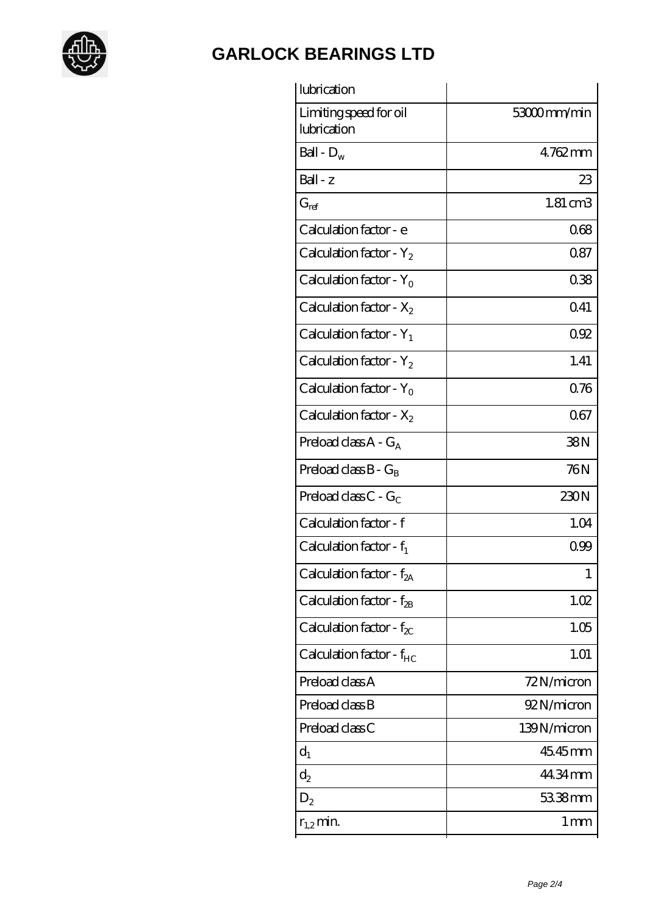# GARLOCK BEARINGS LTD

| | |
|---|---|
| lubrication | |
| Limiting speed for oil lubrication | 53000 mm/min |
| Ball - $D_w$ | 4.762 mm |
| Ball - z | 23 |
| $G_{ref}$ | 1.81 cm3 |
| Calculation factor - e | 0.68 |
| Calculation factor - $Y_2$ | 0.87 |
| Calculation factor - $Y_0$ | 0.38 |
| Calculation factor - $X_2$ | 0.41 |
| Calculation factor - $Y_1$ | 0.92 |
| Calculation factor - $Y_2$ | 1.41 |
| Calculation factor - $Y_0$ | 0.76 |
| Calculation factor - $X_2$ | 0.67 |
| Preload class A - $G_A$ | 38 N |
| Preload class B - $G_B$ | 76 N |
| Preload class C - $G_C$ | 230 N |
| Calculation factor - f | 1.04 |
| Calculation factor - $f_1$ | 0.99 |
| Calculation factor - $f_{2A}$ | 1 |
| Calculation factor - $f_{2B}$ | 1.02 |
| Calculation factor - $f_{2C}$ | 1.05 |
| Calculation factor - $f_{HC}$ | 1.01 |
| Preload class A | 72 N/micron |
| Preload class B | 92 N/micron |
| Preload class C | 139 N/micron |
| $d_1$ | 45.45 mm |
| $d_2$ | 44.34 mm |
| $D_2$ | 53.38 mm |
| $r_{1,2}$ min. | 1 mm |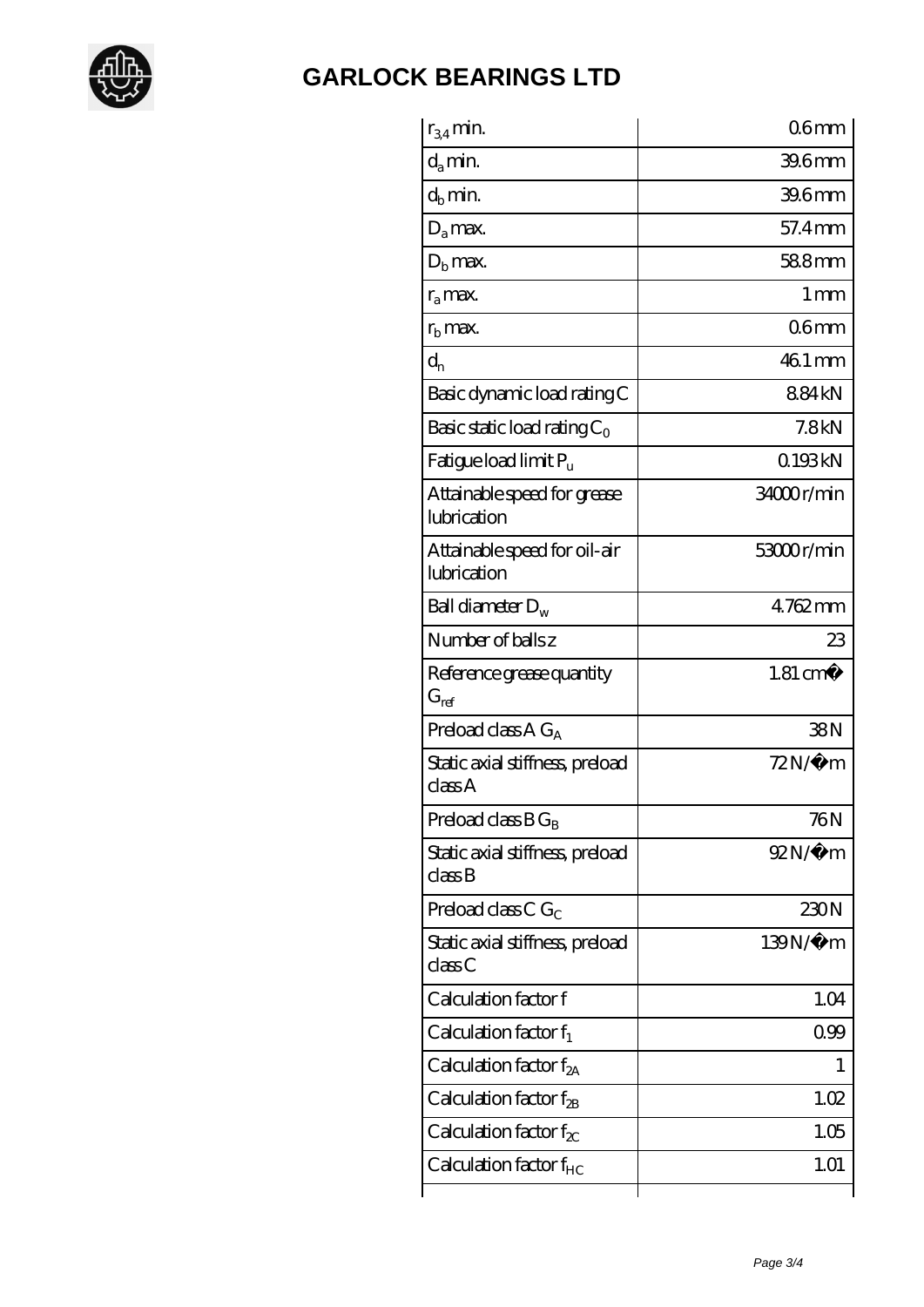# GARLOCK BEARINGS LTD

| | |
|---|---|
| $r_{3,4}$ min. | 0.6 mm |
| $d_a$ min. | 39.6 mm |
| $d_b$ min. | 39.6 mm |
| $D_a$ max. | 57.4 mm |
| $D_b$ max. | 58.8 mm |
| $r_a$ max. | 1 mm |
| $r_b$ max. | 0.6 mm |
| $d_n$ | 46.1 mm |
| Basic dynamic load rating C | 8.84 kN |
| Basic static load rating $C_0$ | 7.8 kN |
| Fatigue load limit $P_u$ | 0.193 kN |
| Attainable speed for grease lubrication | 34000 r/min |
| Attainable speed for oil-air lubrication | 53000 r/min |
| Ball diameter $D_w$ | 4.762 mm |
| Number of balls z | 23 |
| Reference grease quantity $G_{ref}$ | 1.81 cm� |
| Preload class A $G_A$ | 38 N |
| Static axial stiffness, preload class A | 72 N/�m |
| Preload class B $G_B$ | 76 N |
| Static axial stiffness, preload class B | 92 N/�m |
| Preload class C $G_C$ | 230 N |
| Static axial stiffness, preload class C | 139 N/�m |
| Calculation factor f | 1.04 |
| Calculation factor $f_1$ | 0.99 |
| Calculation factor $f_{2A}$ | 1 |
| Calculation factor $f_{2B}$ | 1.02 |
| Calculation factor $f_{2C}$ | 1.05 |
| Calculation factor $f_{HC}$ | 1.01 |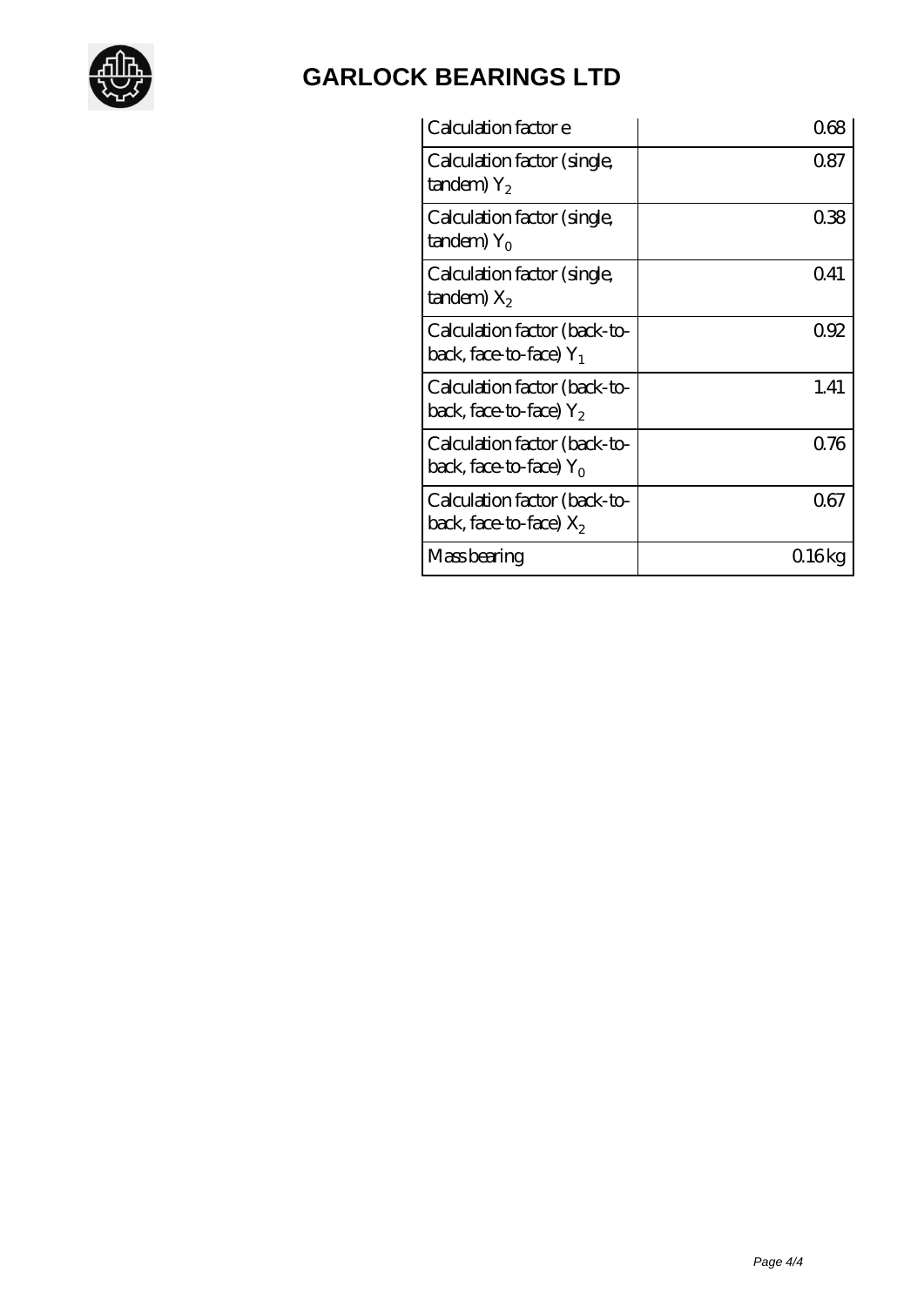| | |
|---|---|
| Calculation factor e | 0.68 |
| Calculation factor (single, tandem) $Y_2$ | 0.87 |
| Calculation factor (single, tandem) $Y_0$ | 0.38 |
| Calculation factor (single, tandem) $X_2$ | 0.41 |
| Calculation factor (back-to-back, face-to-face) $Y_1$ | 0.92 |
| Calculation factor (back-to-back, face-to-face) $Y_2$ | 1.41 |
| Calculation factor (back-to-back, face-to-face) $Y_0$ | 0.76 |
| Calculation factor (back-to-back, face-to-face) $X_2$ | 0.67 |
| Mass bearing | 0.16 kg |